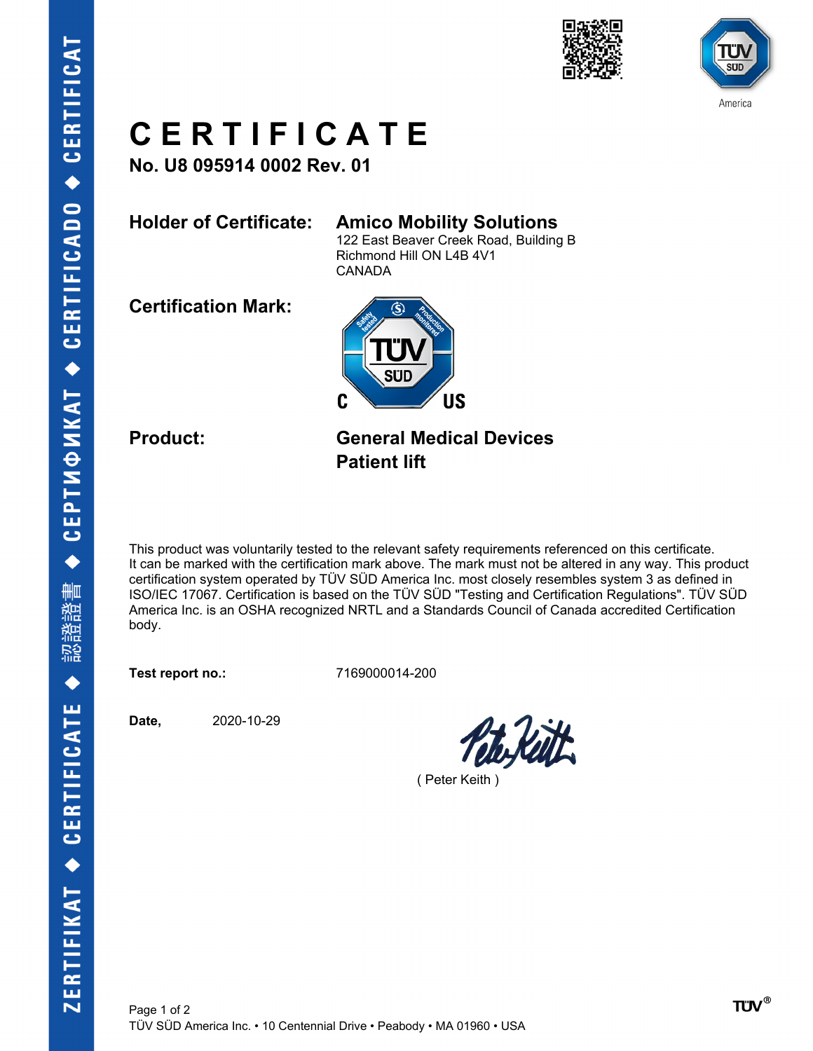# CERTIFICATE

**No. U8 095914 0002 Rev. 01**

**Holder of Certificate:** **Amico Mobility Solutions**
122 East Beaver Creek Road, Building B
Richmond Hill ON L4B 4V1
CANADA

**Certification Mark:**

**Product:** **General Medical Devices**
**Patient lift**

This product was voluntarily tested to the relevant safety requirements referenced on this certificate. It can be marked with the certification mark above. The mark must not be altered in any way. This product certification system operated by TÜV SÜD America Inc. most closely resembles system 3 as defined in ISO/IEC 17067. Certification is based on the TÜV SÜD "Testing and Certification Regulations". TÜV SÜD America Inc. is an OSHA recognized NRTL and a Standards Council of Canada accredited Certification body.

**Test report no.:** 7169000014-200

**Date,** 2020-10-29

( Peter Keith )

TÜV SÜD America Inc. • 10 Centennial Drive • Peabody • MA 01960 • USA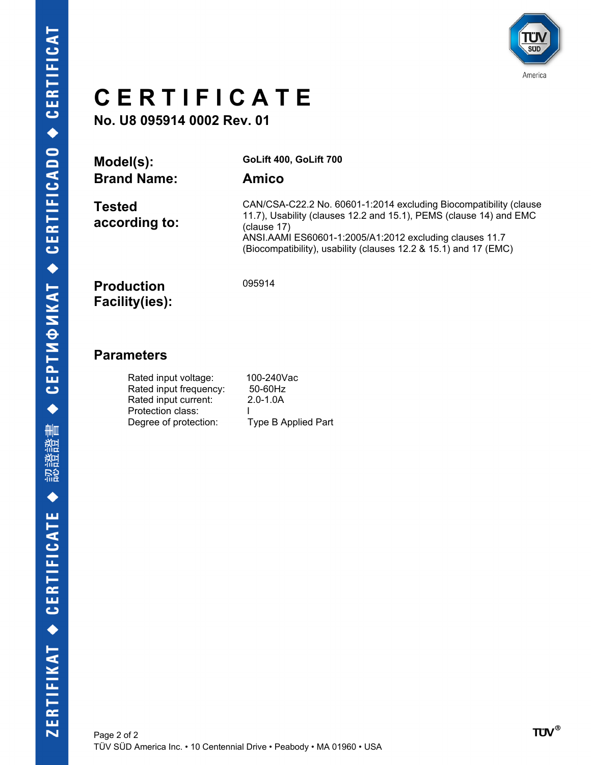# CERTIFICATE

**No. U8 095914 0002 Rev. 01**

| | |
|---|---|
| **Model(s):** | **GoLift 400, GoLift 700** |
| **Brand Name:** | **Amico** |
| **Tested according to:** | CAN/CSA-C22.2 No. 60601-1:2014 excluding Biocompatibility (clause 11.7), Usability (clauses 12.2 and 15.1), PEMS (clause 14) and EMC (clause 17)<br>ANSI.AAMI ES60601-1:2005/A1:2012 excluding clauses 11.7 (Biocompatibility), usability (clauses 12.2 & 15.1) and 17 (EMC) |
| **Production Facility(ies):** | 095914 |

## Parameters

| | |
|---|---|
| Rated input voltage: | 100-240Vac |
| Rated input frequency: | 50-60Hz |
| Rated input current: | 2.0-1.0A |
| Protection class: | I |
| Degree of protection: | Type B Applied Part |

TÜV SÜD America Inc. • 10 Centennial Drive • Peabody • MA 01960 • USA